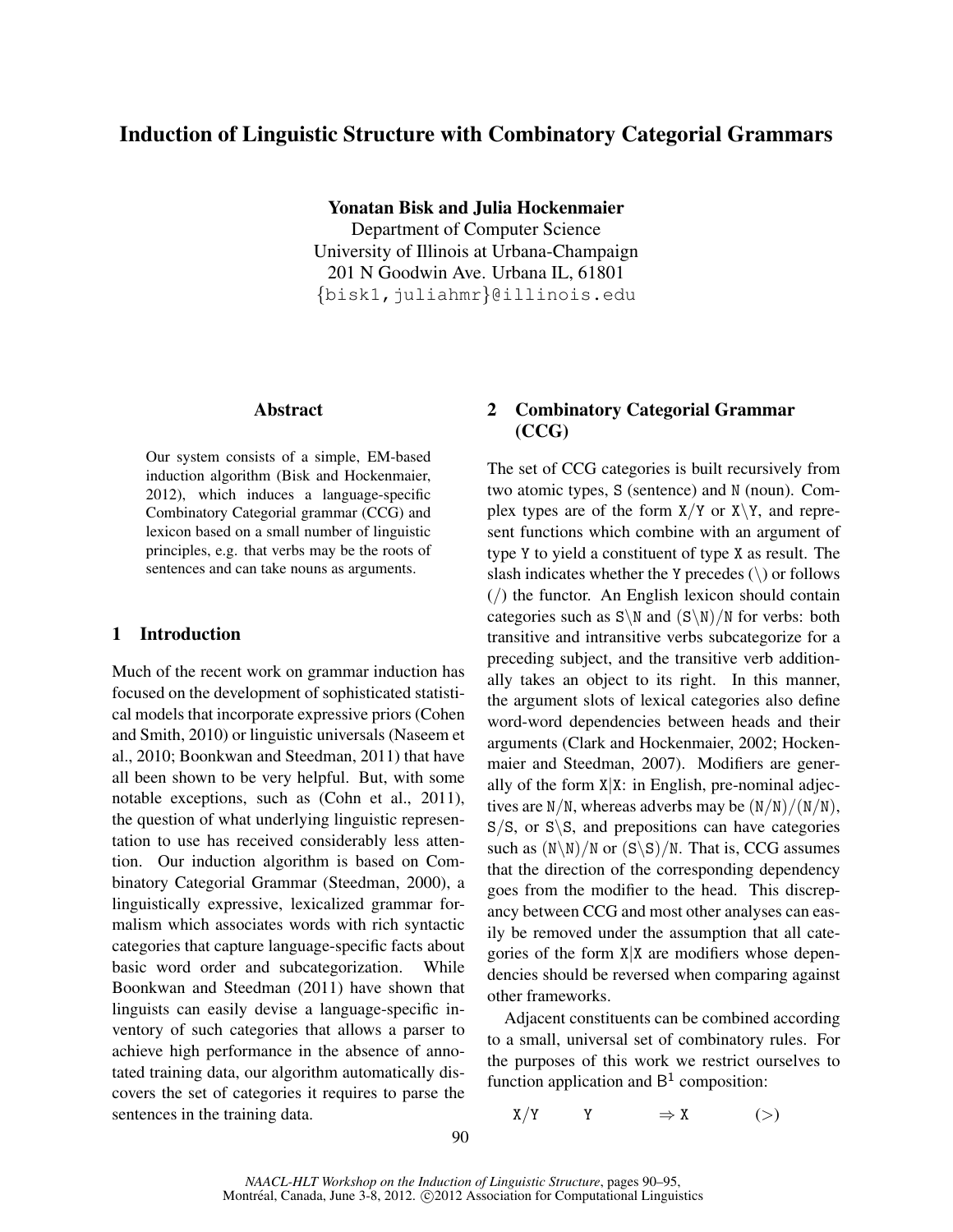# Induction of Linguistic Structure with Combinatory Categorial Grammars

**Yonatan Bisk and Julia Hockenmaier**
Department of Computer Science
University of Illinois at Urbana-Champaign
201 N Goodwin Ave. Urbana IL, 61801
{bisk1,juliahmr}@illinois.edu

## Abstract

Our system consists of a simple, EM-based induction algorithm (Bisk and Hockenmaier, 2012), which induces a language-specific Combinatory Categorial grammar (CCG) and lexicon based on a small number of linguistic principles, e.g. that verbs may be the roots of sentences and can take nouns as arguments.

## 1 Introduction

Much of the recent work on grammar induction has focused on the development of sophisticated statistical models that incorporate expressive priors (Cohen and Smith, 2010) or linguistic universals (Naseem et al., 2010; Boonkwan and Steedman, 2011) that have all been shown to be very helpful. But, with some notable exceptions, such as (Cohn et al., 2011), the question of what underlying linguistic representation to use has received considerably less attention. Our induction algorithm is based on Combinatory Categorial Grammar (Steedman, 2000), a linguistically expressive, lexicalized grammar formalism which associates words with rich syntactic categories that capture language-specific facts about basic word order and subcategorization. While Boonkwan and Steedman (2011) have shown that linguists can easily devise a language-specific inventory of such categories that allows a parser to achieve high performance in the absence of annotated training data, our algorithm automatically discovers the set of categories it requires to parse the sentences in the training data.

## 2 Combinatory Categorial Grammar (CCG)

The set of CCG categories is built recursively from two atomic types, S (sentence) and N (noun). Complex types are of the form X/Y or X\Y, and represent functions which combine with an argument of type Y to yield a constituent of type X as result. The slash indicates whether the Y precedes (\) or follows (/) the functor. An English lexicon should contain categories such as S\N and (S\N)/N for verbs: both transitive and intransitive verbs subcategorize for a preceding subject, and the transitive verb additionally takes an object to its right. In this manner, the argument slots of lexical categories also define word-word dependencies between heads and their arguments (Clark and Hockenmaier, 2002; Hockenmaier and Steedman, 2007). Modifiers are generally of the form X|X: in English, pre-nominal adjectives are N/N, whereas adverbs may be (N/N)/(N/N), S/S, or S\S, and prepositions can have categories such as (N\N)/N or (S\S)/N. That is, CCG assumes that the direction of the corresponding dependency goes from the modifier to the head. This discrepancy between CCG and most other analyses can easily be removed under the assumption that all categories of the form X|X are modifiers whose dependencies should be reversed when comparing against other frameworks.

Adjacent constituents can be combined according to a small, universal set of combinatory rules. For the purposes of this work we restrict ourselves to function application and $\mathsf{B}^1$ composition:

$$X/Y \quad Y \quad \Rightarrow X \quad (>)$$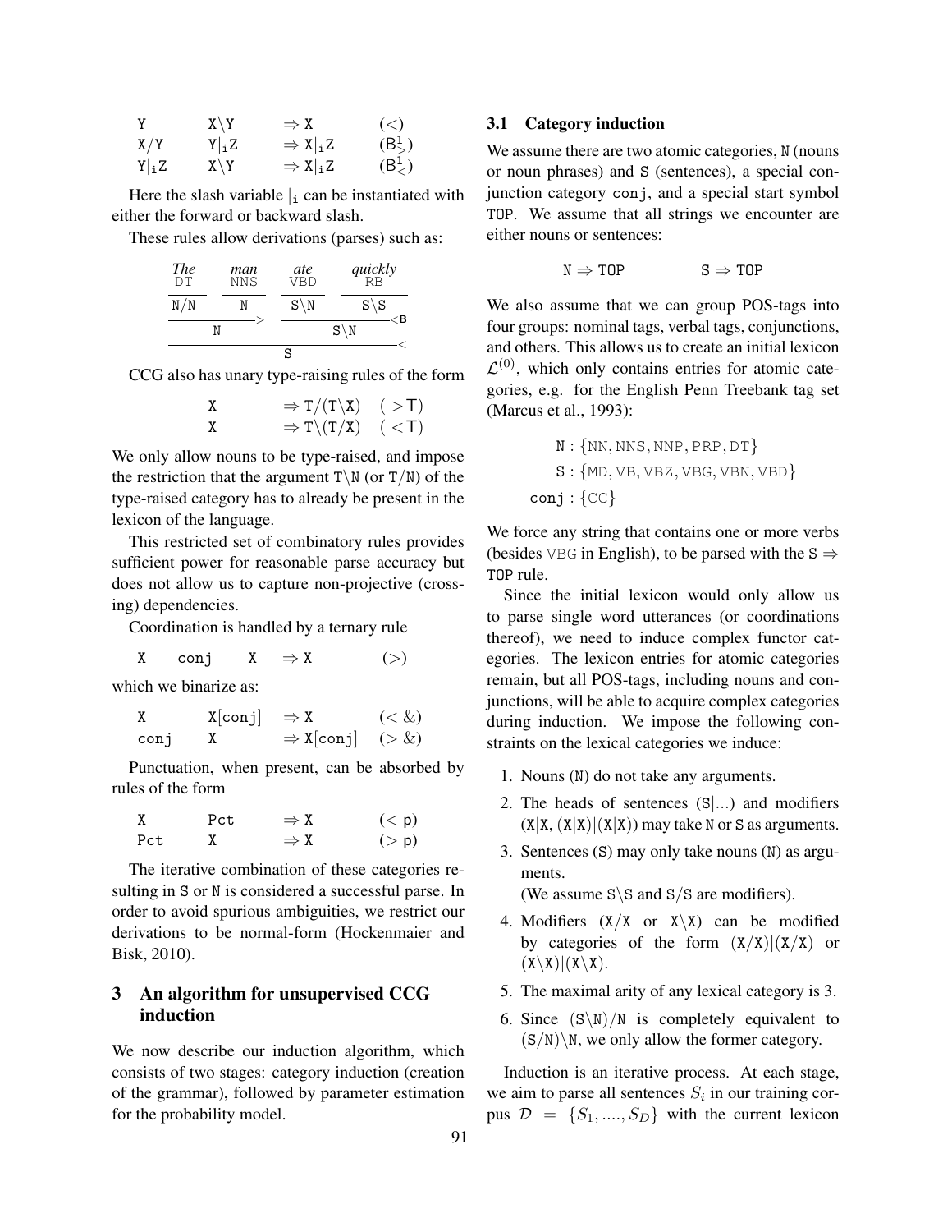$$
\begin{array}{llll}
\mathtt{Y} & \mathtt{X\backslash Y} & \Rightarrow \mathtt{X} & (<) \\
\mathtt{X/Y} & \mathtt{Y|_i Z} & \Rightarrow \mathtt{X|_i Z} & (\mathsf{B}^1_>) \\
\mathtt{Y|_i Z} & \mathtt{X\backslash Y} & \Rightarrow \mathtt{X|_i Z} & (\mathsf{B}^1_<)
\end{array}
$$

Here the slash variable $|_i$ can be instantiated with either the forward or backward slash.

These rules allow derivations (parses) such as:

| *The* DT | *man* NNS | *ate* VBD | *quickly* RB |
|---|---|---|---|
| N/N | N | S\N | S\S |
| N (>) | | S\N (<B) | |
| S (<) | | | |

CCG also has unary type-raising rules of the form

$$
\begin{array}{lll}
\mathtt{X} & \Rightarrow \mathtt{T/(T\backslash X)} & (>\mathsf{T}) \\
\mathtt{X} & \Rightarrow \mathtt{T\backslash(T/X)} & (<\mathsf{T})
\end{array}
$$

We only allow nouns to be type-raised, and impose the restriction that the argument T\N (or T/N) of the type-raised category has to already be present in the lexicon of the language.

This restricted set of combinatory rules provides sufficient power for reasonable parse accuracy but does not allow us to capture non-projective (crossing) dependencies.

Coordination is handled by a ternary rule

$$
\mathtt{X} \quad \mathtt{conj} \quad \mathtt{X} \quad \Rightarrow \mathtt{X} \qquad (>)
$$

which we binarize as:

$$
\begin{array}{llll}
\mathtt{X} & \mathtt{X[conj]} & \Rightarrow \mathtt{X} & (<\&) \\
\mathtt{conj} & \mathtt{X} & \Rightarrow \mathtt{X[conj]} & (>\&)
\end{array}
$$

Punctuation, when present, can be absorbed by rules of the form

$$
\begin{array}{llll}
\mathtt{X} & \mathtt{Pct} & \Rightarrow \mathtt{X} & (<\mathsf{p}) \\
\mathtt{Pct} & \mathtt{X} & \Rightarrow \mathtt{X} & (>\mathsf{p})
\end{array}
$$

The iterative combination of these categories resulting in S or N is considered a successful parse. In order to avoid spurious ambiguities, we restrict our derivations to be normal-form (Hockenmaier and Bisk, 2010).

## 3 An algorithm for unsupervised CCG induction

We now describe our induction algorithm, which consists of two stages: category induction (creation of the grammar), followed by parameter estimation for the probability model.

### 3.1 Category induction

We assume there are two atomic categories, N (nouns or noun phrases) and S (sentences), a special conjunction category conj, and a special start symbol TOP. We assume that all strings we encounter are either nouns or sentences:

$$
\mathtt{N} \Rightarrow \mathtt{TOP} \qquad \mathtt{S} \Rightarrow \mathtt{TOP}
$$

We also assume that we can group POS-tags into four groups: nominal tags, verbal tags, conjunctions, and others. This allows us to create an initial lexicon $\mathcal{L}^{(0)}$, which only contains entries for atomic categories, e.g. for the English Penn Treebank tag set (Marcus et al., 1993):

$$
\begin{aligned}
\mathtt{N} &: \{\mathrm{NN, NNS, NNP, PRP, DT}\} \\
\mathtt{S} &: \{\mathrm{MD, VB, VBZ, VBG, VBN, VBD}\} \\
\mathtt{conj} &: \{\mathrm{CC}\}
\end{aligned}
$$

We force any string that contains one or more verbs (besides VBG in English), to be parsed with the S ⇒ TOP rule.

Since the initial lexicon would only allow us to parse single word utterances (or coordinations thereof), we need to induce complex functor categories. The lexicon entries for atomic categories remain, but all POS-tags, including nouns and conjunctions, will be able to acquire complex categories during induction. We impose the following constraints on the lexical categories we induce:

1. Nouns (N) do not take any arguments.
2. The heads of sentences (S|...) and modifiers (X|X, (X|X)|(X|X)) may take N or S as arguments.
3. Sentences (S) may only take nouns (N) as arguments.
   (We assume S\S and S/S are modifiers).
4. Modifiers (X/X or X\X) can be modified by categories of the form (X/X)|(X/X) or (X\X)|(X\X).
5. The maximal arity of any lexical category is 3.
6. Since (S\N)/N is completely equivalent to (S/N)\N, we only allow the former category.

Induction is an iterative process. At each stage, we aim to parse all sentences $S_i$ in our training corpus $\mathcal{D} = \{S_1, ...., S_D\}$ with the current lexicon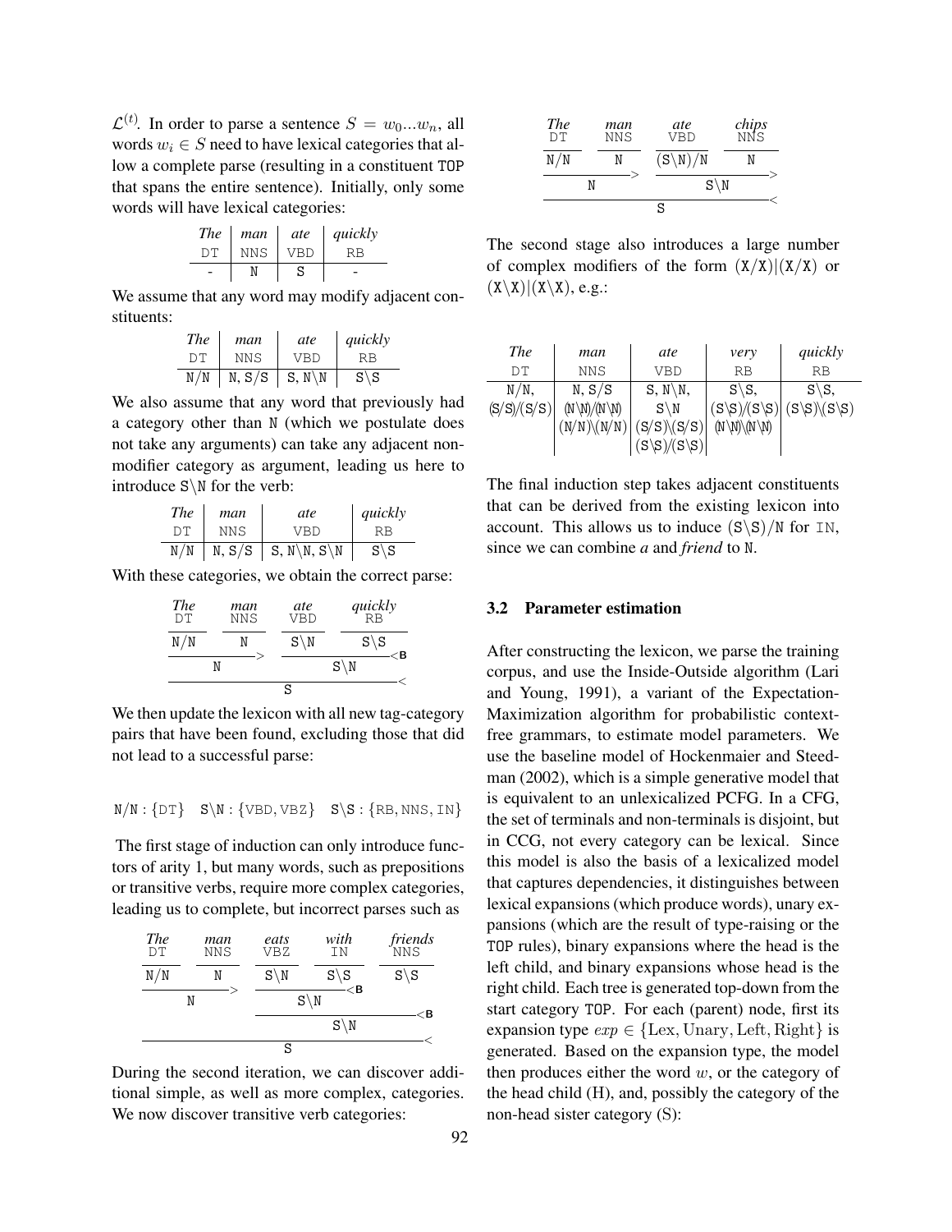$\mathcal{L}^{(t)}$. In order to parse a sentence $S = w_0...w_n$, all words $w_i \in S$ need to have lexical categories that allow a complete parse (resulting in a constituent TOP that spans the entire sentence). Initially, only some words will have lexical categories:

| *The* | *man* | *ate* | *quickly* |
|---|---|---|---|
| DT | NNS | VBD | RB |
| - | N | S | - |

We assume that any word may modify adjacent constituents:

| *The* | *man* | *ate* | *quickly* |
|---|---|---|---|
| DT | NNS | VBD | RB |
| N/N | N, S/S | S, N\N | S\S |

We also assume that any word that previously had a category other than N (which we postulate does not take any arguments) can take any adjacent non-modifier category as argument, leading us here to introduce S\N for the verb:

| *The* | *man* | *ate* | *quickly* |
|---|---|---|---|
| DT | NNS | VBD | RB |
| N/N | N, S/S | S, N\N, S\N | S\S |

With these categories, we obtain the correct parse:

```
The     man     ate     quickly
DT      NNS     VBD     RB
N/N     N       S\N     S\S
-------------->  ------------<B
      N               S\N
-------------------------------<
               S
```

We then update the lexicon with all new tag-category pairs that have been found, excluding those that did not lead to a successful parse:

N/N : {DT}   S\N : {VBD, VBZ}   S\S : {RB, NNS, IN}

The first stage of induction can only introduce functors of arity 1, but many words, such as prepositions or transitive verbs, require more complex categories, leading us to complete, but incorrect parses such as

```
The     man     eats    with    friends
DT      NNS     VBZ     IN      NNS
N/N     N       S\N     S\S     S\S
-------------->  ------------<B
      N               S\N
                 ----------------------<B
                        S\N
---------------------------------------<
                   S
```

During the second iteration, we can discover additional simple, as well as more complex, categories. We now discover transitive verb categories:

```
The     man     ate       chips
DT      NNS     VBD       NNS
N/N     N       (S\N)/N   N
-------------->  ---------------->
      N               S\N
--------------------------------<
               S
```

The second stage also introduces a large number of complex modifiers of the form (X/X)|(X/X) or (X\X)|(X\X), e.g.:

| *The* | *man* | *ate* | *very* | *quickly* |
|---|---|---|---|---|
| DT | NNS | VBD | RB | RB |
| N/N, (S/S)/(S/S) | N, S/S (N\N)/(N\N) (N/N)\(N/N) | S, N\N, S\N (S/S)\(S/S) (S\S)/(S\S) | S\S, (S\S)/(S\S) (N\N)\(N\N) | S\S, (S\S)\(S\S) |

The final induction step takes adjacent constituents that can be derived from the existing lexicon into account. This allows us to induce (S\S)/N for IN, since we can combine *a* and *friend* to N.

### 3.2 Parameter estimation

After constructing the lexicon, we parse the training corpus, and use the Inside-Outside algorithm (Lari and Young, 1991), a variant of the Expectation-Maximization algorithm for probabilistic context-free grammars, to estimate model parameters. We use the baseline model of Hockenmaier and Steedman (2002), which is a simple generative model that is equivalent to an unlexicalized PCFG. In a CFG, the set of terminals and non-terminals is disjoint, but in CCG, not every category can be lexical. Since this model is also the basis of a lexicalized model that captures dependencies, it distinguishes between lexical expansions (which produce words), unary expansions (which are the result of type-raising or the TOP rules), binary expansions where the head is the left child, and binary expansions whose head is the right child. Each tree is generated top-down from the start category TOP. For each (parent) node, first its expansion type $exp \in \{\text{Lex}, \text{Unary}, \text{Left}, \text{Right}\}$ is generated. Based on the expansion type, the model then produces either the word $w$, or the category of the head child (H), and, possibly the category of the non-head sister category (S):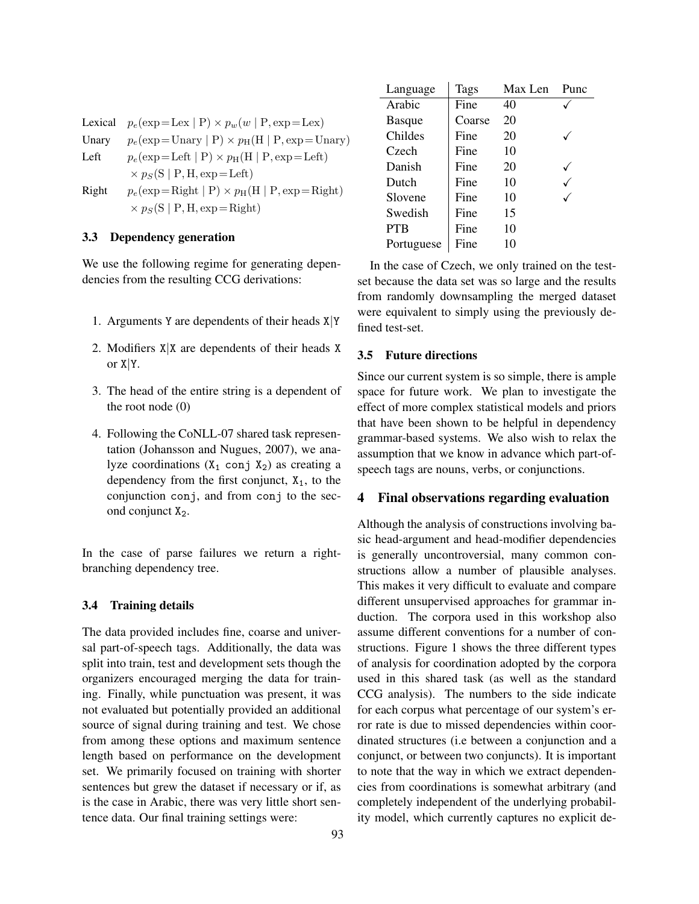| | |
|---|---|
| Lexical | $p_e(\text{exp}=\text{Lex} \mid \text{P}) \times p_w(w \mid \text{P}, \text{exp}=\text{Lex})$ |
| Unary | $p_e(\text{exp}=\text{Unary} \mid \text{P}) \times p_{\text{H}}(\text{H} \mid \text{P}, \text{exp}=\text{Unary})$ |
| Left | $p_e(\text{exp}=\text{Left} \mid \text{P}) \times p_{\text{H}}(\text{H} \mid \text{P}, \text{exp}=\text{Left})$ $\times\, p_S(\text{S} \mid \text{P}, \text{H}, \text{exp}=\text{Left})$ |
| Right | $p_e(\text{exp}=\text{Right} \mid \text{P}) \times p_{\text{H}}(\text{H} \mid \text{P}, \text{exp}=\text{Right})$ $\times\, p_S(\text{S} \mid \text{P}, \text{H}, \text{exp}=\text{Right})$ |

### 3.3 Dependency generation

We use the following regime for generating dependencies from the resulting CCG derivations:

1. Arguments `Y` are dependents of their heads `X|Y`
2. Modifiers `X|X` are dependents of their heads `X` or `X|Y`.
3. The head of the entire string is a dependent of the root node (0)
4. Following the CoNLL-07 shared task representation (Johansson and Nugues, 2007), we analyze coordinations ($\texttt{X}_1$ `conj` $\texttt{X}_2$) as creating a dependency from the first conjunct, $\texttt{X}_1$, to the conjunction `conj`, and from `conj` to the second conjunct $\texttt{X}_2$.

In the case of parse failures we return a right-branching dependency tree.

### 3.4 Training details

The data provided includes fine, coarse and universal part-of-speech tags. Additionally, the data was split into train, test and development sets though the organizers encouraged merging the data for training. Finally, while punctuation was present, it was not evaluated but potentially provided an additional source of signal during training and test. We chose from among these options and maximum sentence length based on performance on the development set. We primarily focused on training with shorter sentences but grew the dataset if necessary or if, as is the case in Arabic, there was very little short sentence data. Our final training settings were:

| Language | Tags | Max Len | Punc |
|---|---|---|---|
| Arabic | Fine | 40 | ✓ |
| Basque | Coarse | 20 | |
| Childes | Fine | 20 | ✓ |
| Czech | Fine | 10 | |
| Danish | Fine | 20 | ✓ |
| Dutch | Fine | 10 | ✓ |
| Slovene | Fine | 10 | ✓ |
| Swedish | Fine | 15 | |
| PTB | Fine | 10 | |
| Portuguese | Fine | 10 | |

In the case of Czech, we only trained on the test-set because the data set was so large and the results from randomly downsampling the merged dataset were equivalent to simply using the previously defined test-set.

### 3.5 Future directions

Since our current system is so simple, there is ample space for future work. We plan to investigate the effect of more complex statistical models and priors that have been shown to be helpful in dependency grammar-based systems. We also wish to relax the assumption that we know in advance which part-of-speech tags are nouns, verbs, or conjunctions.

## 4 Final observations regarding evaluation

Although the analysis of constructions involving basic head-argument and head-modifier dependencies is generally uncontroversial, many common constructions allow a number of plausible analyses. This makes it very difficult to evaluate and compare different unsupervised approaches for grammar induction. The corpora used in this workshop also assume different conventions for a number of constructions. Figure 1 shows the three different types of analysis for coordination adopted by the corpora used in this shared task (as well as the standard CCG analysis). The numbers to the side indicate for each corpus what percentage of our system's error rate is due to missed dependencies within coordinated structures (i.e between a conjunction and a conjunct, or between two conjuncts). It is important to note that the way in which we extract dependencies from coordinations is somewhat arbitrary (and completely independent of the underlying probability model, which currently captures no explicit de-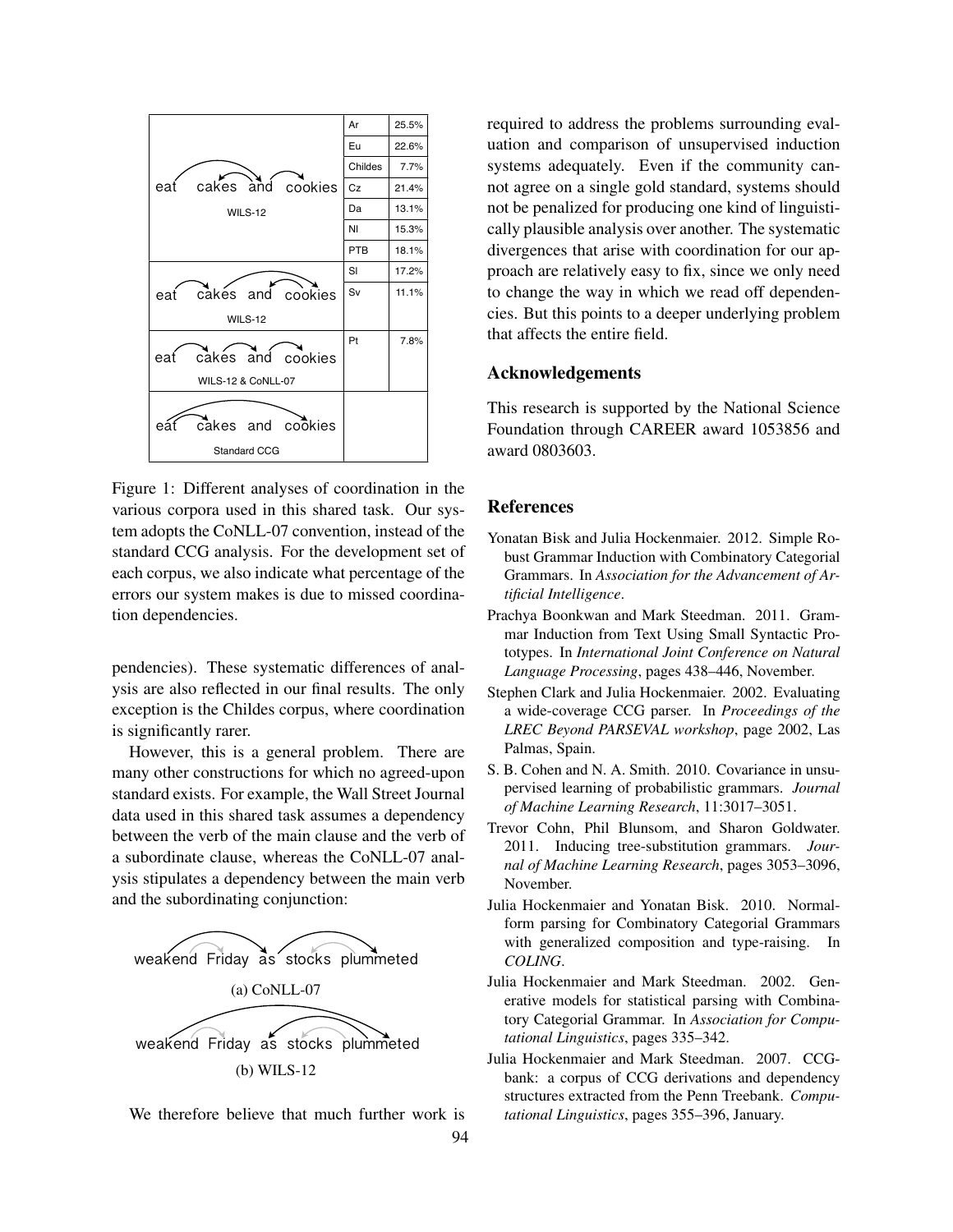| | | |
|---|---|---|
| eat cakes and cookies (WILS-12) | Ar | 25.5% |
| | Eu | 22.6% |
| | Childes | 7.7% |
| | Cz | 21.4% |
| | Da | 13.1% |
| | Nl | 15.3% |
| | PTB | 18.1% |
| eat cakes and cookies (WILS-12) | Sl | 17.2% |
| | Sv | 11.1% |
| eat cakes and cookies (WILS-12 & CoNLL-07) | Pt | 7.8% |
| eat cakes and cookies (Standard CCG) | | |

Figure 1: Different analyses of coordination in the various corpora used in this shared task. Our system adopts the CoNLL-07 convention, instead of the standard CCG analysis. For the development set of each corpus, we also indicate what percentage of the errors our system makes is due to missed coordination dependencies.

pendencies). These systematic differences of analysis are also reflected in our final results. The only exception is the Childes corpus, where coordination is significantly rarer.

However, this is a general problem. There are many other constructions for which no agreed-upon standard exists. For example, the Wall Street Journal data used in this shared task assumes a dependency between the verb of the main clause and the verb of a subordinate clause, whereas the CoNLL-07 analysis stipulates a dependency between the main verb and the subordinating conjunction:

weakend Friday as stocks plummeted

(a) CoNLL-07

weakend Friday as stocks plummeted

(b) WILS-12

We therefore believe that much further work is required to address the problems surrounding evaluation and comparison of unsupervised induction systems adequately. Even if the community cannot agree on a single gold standard, systems should not be penalized for producing one kind of linguistically plausible analysis over another. The systematic divergences that arise with coordination for our approach are relatively easy to fix, since we only need to change the way in which we read off dependencies. But this points to a deeper underlying problem that affects the entire field.

## Acknowledgements

This research is supported by the National Science Foundation through CAREER award 1053856 and award 0803603.

## References

Yonatan Bisk and Julia Hockenmaier. 2012. Simple Robust Grammar Induction with Combinatory Categorial Grammars. In *Association for the Advancement of Artificial Intelligence*.

Prachya Boonkwan and Mark Steedman. 2011. Grammar Induction from Text Using Small Syntactic Prototypes. In *International Joint Conference on Natural Language Processing*, pages 438–446, November.

Stephen Clark and Julia Hockenmaier. 2002. Evaluating a wide-coverage CCG parser. In *Proceedings of the LREC Beyond PARSEVAL workshop*, page 2002, Las Palmas, Spain.

S. B. Cohen and N. A. Smith. 2010. Covariance in unsupervised learning of probabilistic grammars. *Journal of Machine Learning Research*, 11:3017–3051.

Trevor Cohn, Phil Blunsom, and Sharon Goldwater. 2011. Inducing tree-substitution grammars. *Journal of Machine Learning Research*, pages 3053–3096, November.

Julia Hockenmaier and Yonatan Bisk. 2010. Normal-form parsing for Combinatory Categorial Grammars with generalized composition and type-raising. In *COLING*.

Julia Hockenmaier and Mark Steedman. 2002. Generative models for statistical parsing with Combinatory Categorial Grammar. In *Association for Computational Linguistics*, pages 335–342.

Julia Hockenmaier and Mark Steedman. 2007. CCGbank: a corpus of CCG derivations and dependency structures extracted from the Penn Treebank. *Computational Linguistics*, pages 355–396, January.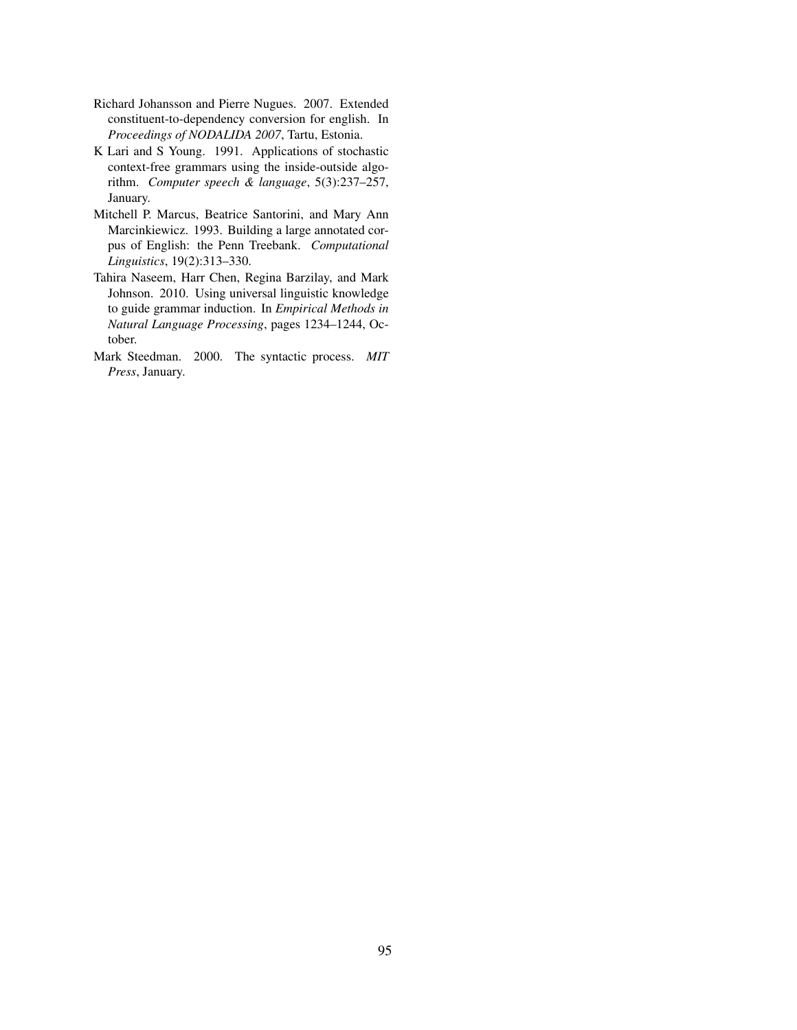Richard Johansson and Pierre Nugues. 2007. Extended constituent-to-dependency conversion for english. In *Proceedings of NODALIDA 2007*, Tartu, Estonia.

K Lari and S Young. 1991. Applications of stochastic context-free grammars using the inside-outside algorithm. *Computer speech & language*, 5(3):237–257, January.

Mitchell P. Marcus, Beatrice Santorini, and Mary Ann Marcinkiewicz. 1993. Building a large annotated corpus of English: the Penn Treebank. *Computational Linguistics*, 19(2):313–330.

Tahira Naseem, Harr Chen, Regina Barzilay, and Mark Johnson. 2010. Using universal linguistic knowledge to guide grammar induction. In *Empirical Methods in Natural Language Processing*, pages 1234–1244, October.

Mark Steedman. 2000. The syntactic process. *MIT Press*, January.